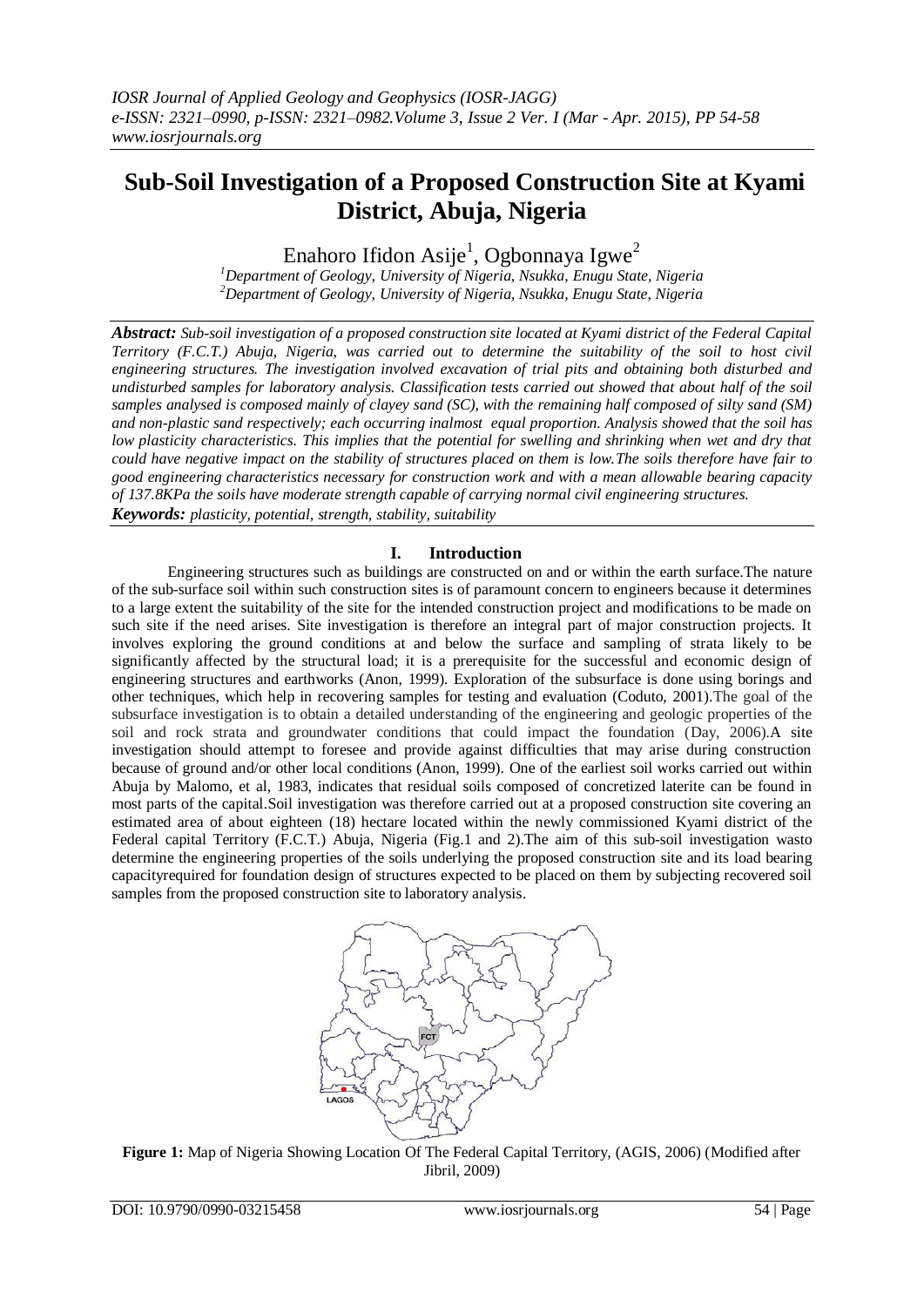# Sub-Soil Investigation of a Proposed Construction Site at Kyami District, Abuja, Nigeria

Enahoro Ifidon Asije[1], Ogbonnaya Igwe[2]

[1]*Department of Geology, University of Nigeria, Nsukka, Enugu State, Nigeria*
[2]*Department of Geology, University of Nigeria, Nsukka, Enugu State, Nigeria*

***Abstract:*** *Sub-soil investigation of a proposed construction site located at Kyami district of the Federal Capital Territory (F.C.T.) Abuja, Nigeria, was carried out to determine the suitability of the soil to host civil engineering structures. The investigation involved excavation of trial pits and obtaining both disturbed and undisturbed samples for laboratory analysis. Classification tests carried out showed that about half of the soil samples analysed is composed mainly of clayey sand (SC), with the remaining half composed of silty sand (SM) and non-plastic sand respectively; each occurring inalmost equal proportion. Analysis showed that the soil has low plasticity characteristics. This implies that the potential for swelling and shrinking when wet and dry that could have negative impact on the stability of structures placed on them is low.The soils therefore have fair to good engineering characteristics necessary for construction work and with a mean allowable bearing capacity of 137.8KPa the soils have moderate strength capable of carrying normal civil engineering structures.*

***Keywords:*** *plasticity, potential, strength, stability, suitability*

## I. Introduction

Engineering structures such as buildings are constructed on and or within the earth surface.The nature of the sub-surface soil within such construction sites is of paramount concern to engineers because it determines to a large extent the suitability of the site for the intended construction project and modifications to be made on such site if the need arises. Site investigation is therefore an integral part of major construction projects. It involves exploring the ground conditions at and below the surface and sampling of strata likely to be significantly affected by the structural load; it is a prerequisite for the successful and economic design of engineering structures and earthworks (Anon, 1999). Exploration of the subsurface is done using borings and other techniques, which help in recovering samples for testing and evaluation (Coduto, 2001).The goal of the subsurface investigation is to obtain a detailed understanding of the engineering and geologic properties of the soil and rock strata and groundwater conditions that could impact the foundation (Day, 2006).A site investigation should attempt to foresee and provide against difficulties that may arise during construction because of ground and/or other local conditions (Anon, 1999). One of the earliest soil works carried out within Abuja by Malomo, et al, 1983, indicates that residual soils composed of concretized laterite can be found in most parts of the capital.Soil investigation was therefore carried out at a proposed construction site covering an estimated area of about eighteen (18) hectare located within the newly commissioned Kyami district of the Federal capital Territory (F.C.T.) Abuja, Nigeria (Fig.1 and 2).The aim of this sub-soil investigation wasto determine the engineering properties of the soils underlying the proposed construction site and its load bearing capacityrequired for foundation design of structures expected to be placed on them by subjecting recovered soil samples from the proposed construction site to laboratory analysis.

**Figure 1:** Map of Nigeria Showing Location Of The Federal Capital Territory, (AGIS, 2006) (Modified after Jibril, 2009)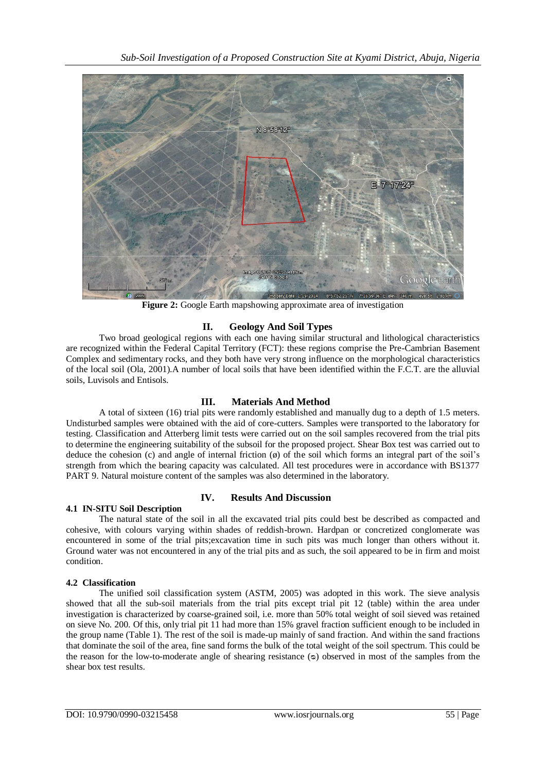**Figure 2:** Google Earth mapshowing approximate area of investigation

## II. Geology And Soil Types

Two broad geological regions with each one having similar structural and lithological characteristics are recognized within the Federal Capital Territory (FCT): these regions comprise the Pre-Cambrian Basement Complex and sedimentary rocks, and they both have very strong influence on the morphological characteristics of the local soil (Ola, 2001).A number of local soils that have been identified within the F.C.T. are the alluvial soils, Luvisols and Entisols.

## III. Materials And Method

A total of sixteen (16) trial pits were randomly established and manually dug to a depth of 1.5 meters. Undisturbed samples were obtained with the aid of core-cutters. Samples were transported to the laboratory for testing. Classification and Atterberg limit tests were carried out on the soil samples recovered from the trial pits to determine the engineering suitability of the subsoil for the proposed project. Shear Box test was carried out to deduce the cohesion (c) and angle of internal friction (ø) of the soil which forms an integral part of the soil's strength from which the bearing capacity was calculated. All test procedures were in accordance with BS1377 PART 9. Natural moisture content of the samples was also determined in the laboratory.

## IV. Results And Discussion

### 4.1 IN-SITU Soil Description

The natural state of the soil in all the excavated trial pits could best be described as compacted and cohesive, with colours varying within shades of reddish-brown. Hardpan or concretized conglomerate was encountered in some of the trial pits;excavation time in such pits was much longer than others without it. Ground water was not encountered in any of the trial pits and as such, the soil appeared to be in firm and moist condition.

### 4.2 Classification

The unified soil classification system (ASTM, 2005) was adopted in this work. The sieve analysis showed that all the sub-soil materials from the trial pits except trial pit 12 (table) within the area under investigation is characterized by coarse-grained soil, i.e. more than 50% total weight of soil sieved was retained on sieve No. 200. Of this, only trial pit 11 had more than 15% gravel fraction sufficient enough to be included in the group name (Table 1). The rest of the soil is made-up mainly of sand fraction. And within the sand fractions that dominate the soil of the area, fine sand forms the bulk of the total weight of the soil spectrum. This could be the reason for the low-to-moderate angle of shearing resistance (ø) observed in most of the samples from the shear box test results.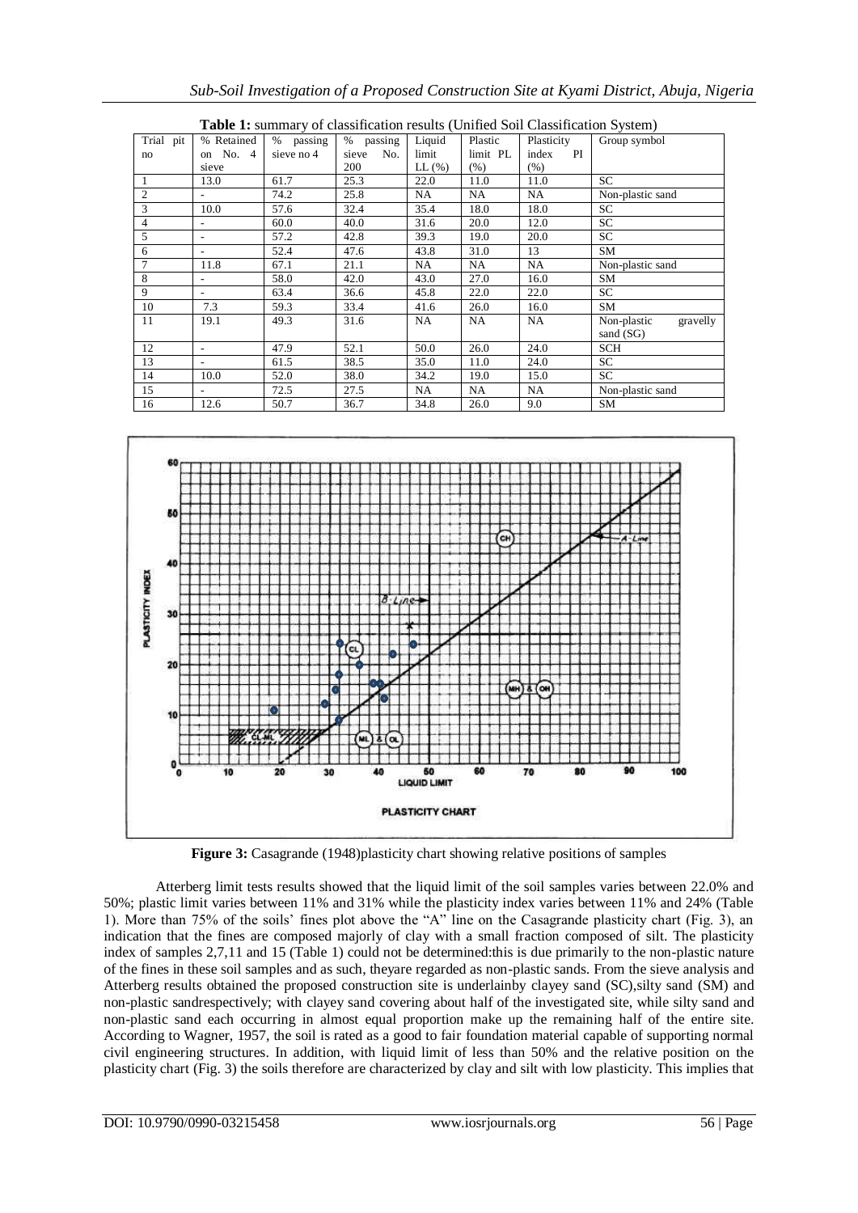**Table 1:** summary of classification results (Unified Soil Classification System)

| Trial pit no | % Retained on No. 4 sieve | % passing sieve no 4 | % passing sieve No. 200 | Liquid limit LL (%) | Plastic limit PL (%) | Plasticity index PI (%) | Group symbol |
|---|---|---|---|---|---|---|---|
| 1 | 13.0 | 61.7 | 25.3 | 22.0 | 11.0 | 11.0 | SC |
| 2 | - | 74.2 | 25.8 | NA | NA | NA | Non-plastic sand |
| 3 | 10.0 | 57.6 | 32.4 | 35.4 | 18.0 | 18.0 | SC |
| 4 | - | 60.0 | 40.0 | 31.6 | 20.0 | 12.0 | SC |
| 5 | - | 57.2 | 42.8 | 39.3 | 19.0 | 20.0 | SC |
| 6 | - | 52.4 | 47.6 | 43.8 | 31.0 | 13 | SM |
| 7 | 11.8 | 67.1 | 21.1 | NA | NA | NA | Non-plastic sand |
| 8 | - | 58.0 | 42.0 | 43.0 | 27.0 | 16.0 | SM |
| 9 | - | 63.4 | 36.6 | 45.8 | 22.0 | 22.0 | SC |
| 10 | 7.3 | 59.3 | 33.4 | 41.6 | 26.0 | 16.0 | SM |
| 11 | 19.1 | 49.3 | 31.6 | NA | NA | NA | Non-plastic gravelly sand (SG) |
| 12 | - | 47.9 | 52.1 | 50.0 | 26.0 | 24.0 | SCH |
| 13 | - | 61.5 | 38.5 | 35.0 | 11.0 | 24.0 | SC |
| 14 | 10.0 | 52.0 | 38.0 | 34.2 | 19.0 | 15.0 | SC |
| 15 | - | 72.5 | 27.5 | NA | NA | NA | Non-plastic sand |
| 16 | 12.6 | 50.7 | 36.7 | 34.8 | 26.0 | 9.0 | SM |

**Figure 3:** Casagrande (1948)plasticity chart showing relative positions of samples

Atterberg limit tests results showed that the liquid limit of the soil samples varies between 22.0% and 50%; plastic limit varies between 11% and 31% while the plasticity index varies between 11% and 24% (Table 1). More than 75% of the soils' fines plot above the "A" line on the Casagrande plasticity chart (Fig. 3), an indication that the fines are composed majorly of clay with a small fraction composed of silt. The plasticity index of samples 2,7,11 and 15 (Table 1) could not be determined:this is due primarily to the non-plastic nature of the fines in these soil samples and as such, theyare regarded as non-plastic sands. From the sieve analysis and Atterberg results obtained the proposed construction site is underlainby clayey sand (SC),silty sand (SM) and non-plastic sandrespectively; with clayey sand covering about half of the investigated site, while silty sand and non-plastic sand each occurring in almost equal proportion make up the remaining half of the entire site. According to Wagner, 1957, the soil is rated as a good to fair foundation material capable of supporting normal civil engineering structures. In addition, with liquid limit of less than 50% and the relative position on the plasticity chart (Fig. 3) the soils therefore are characterized by clay and silt with low plasticity. This implies that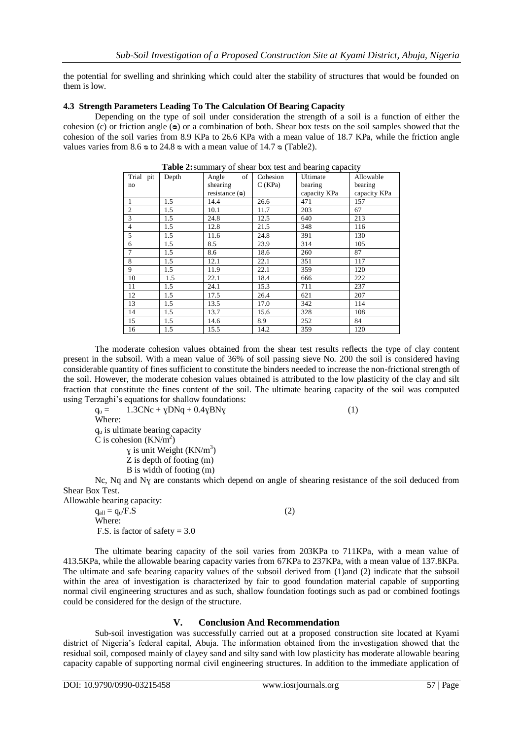the potential for swelling and shrinking which could alter the stability of structures that would be founded on them is low.

### 4.3 Strength Parameters Leading To The Calculation Of Bearing Capacity

Depending on the type of soil under consideration the strength of a soil is a function of either the cohesion (c) or friction angle ($\phi$) or a combination of both. Shear box tests on the soil samples showed that the cohesion of the soil varies from 8.9 KPa to 26.6 KPa with a mean value of 18.7 KPa, while the friction angle values varies from 8.6 $\phi$ to 24.8 $\phi$ with a mean value of 14.7 $\phi$ (Table2).

**Table 2:** summary of shear box test and bearing capacity

| Trial pit no | Depth | Angle of shearing resistance ($\phi$) | Cohesion C (KPa) | Ultimate bearing capacity KPa | Allowable bearing capacity KPa |
|---|---|---|---|---|---|
| 1 | 1.5 | 14.4 | 26.6 | 471 | 157 |
| 2 | 1.5 | 10.1 | 11.7 | 203 | 67 |
| 3 | 1.5 | 24.8 | 12.5 | 640 | 213 |
| 4 | 1.5 | 12.8 | 21.5 | 348 | 116 |
| 5 | 1.5 | 11.6 | 24.8 | 391 | 130 |
| 6 | 1.5 | 8.5 | 23.9 | 314 | 105 |
| 7 | 1.5 | 8.6 | 18.6 | 260 | 87 |
| 8 | 1.5 | 12.1 | 22.1 | 351 | 117 |
| 9 | 1.5 | 11.9 | 22.1 | 359 | 120 |
| 10 | 1.5 | 22.1 | 18.4 | 666 | 222 |
| 11 | 1.5 | 24.1 | 15.3 | 711 | 237 |
| 12 | 1.5 | 17.5 | 26.4 | 621 | 207 |
| 13 | 1.5 | 13.5 | 17.0 | 342 | 114 |
| 14 | 1.5 | 13.7 | 15.6 | 328 | 108 |
| 15 | 1.5 | 14.6 | 8.9 | 252 | 84 |
| 16 | 1.5 | 15.5 | 14.2 | 359 | 120 |

The moderate cohesion values obtained from the shear test results reflects the type of clay content present in the subsoil. With a mean value of 36% of soil passing sieve No. 200 the soil is considered having considerable quantity of fines sufficient to constitute the binders needed to increase the non-frictional strength of the soil. However, the moderate cohesion values obtained is attributed to the low plasticity of the clay and silt fraction that constitute the fines content of the soil. The ultimate bearing capacity of the soil was computed using Terzaghi's equations for shallow foundations:

$$q_u = 1.3CN_c + \gamma DN_q + 0.4\gamma BN_\gamma \qquad (1)$$

Where:

$q_u$ is ultimate bearing capacity

C is cohesion ($KN/m^2$)

$\gamma$ is unit Weight ($KN/m^3$)

Z is depth of footing (m)

B is width of footing (m)

Nc, Nq and N$\gamma$ are constants which depend on angle of shearing resistance of the soil deduced from Shear Box Test.

Allowable bearing capacity:

$$q_{all} = q_u/F.S \qquad (2)$$

Where:

F.S. is factor of safety = 3.0

The ultimate bearing capacity of the soil varies from 203KPa to 711KPa, with a mean value of 413.5KPa, while the allowable bearing capacity varies from 67KPa to 237KPa, with a mean value of 137.8KPa. The ultimate and safe bearing capacity values of the subsoil derived from (1)and (2) indicate that the subsoil within the area of investigation is characterized by fair to good foundation material capable of supporting normal civil engineering structures and as such, shallow foundation footings such as pad or combined footings could be considered for the design of the structure.

## V. Conclusion And Recommendation

Sub-soil investigation was successfully carried out at a proposed construction site located at Kyami district of Nigeria's federal capital, Abuja. The information obtained from the investigation showed that the residual soil, composed mainly of clayey sand and silty sand with low plasticity has moderate allowable bearing capacity capable of supporting normal civil engineering structures. In addition to the immediate application of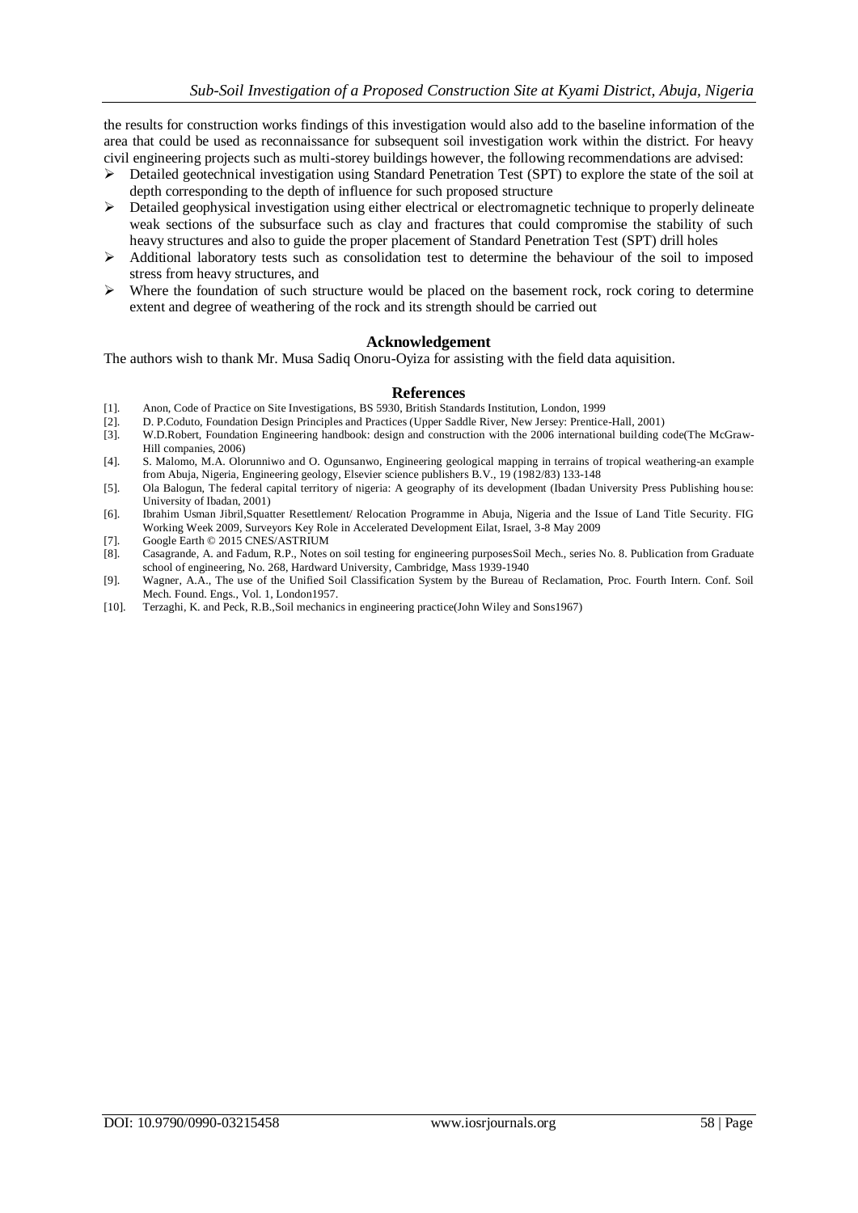the results for construction works findings of this investigation would also add to the baseline information of the area that could be used as reconnaissance for subsequent soil investigation work within the district. For heavy civil engineering projects such as multi-storey buildings however, the following recommendations are advised:

- Detailed geotechnical investigation using Standard Penetration Test (SPT) to explore the state of the soil at depth corresponding to the depth of influence for such proposed structure
- Detailed geophysical investigation using either electrical or electromagnetic technique to properly delineate weak sections of the subsurface such as clay and fractures that could compromise the stability of such heavy structures and also to guide the proper placement of Standard Penetration Test (SPT) drill holes
- Additional laboratory tests such as consolidation test to determine the behaviour of the soil to imposed stress from heavy structures, and
- Where the foundation of such structure would be placed on the basement rock, rock coring to determine extent and degree of weathering of the rock and its strength should be carried out

## Acknowledgement

The authors wish to thank Mr. Musa Sadiq Onoru-Oyiza for assisting with the field data aquisition.

## References

[1]. Anon, Code of Practice on Site Investigations, BS 5930, British Standards Institution, London, 1999

[2]. D. P.Coduto, Foundation Design Principles and Practices (Upper Saddle River, New Jersey: Prentice-Hall, 2001)

[3]. W.D.Robert, Foundation Engineering handbook: design and construction with the 2006 international building code(The McGraw-Hill companies, 2006)

[4]. S. Malomo, M.A. Olorunniwo and O. Ogunsanwo, Engineering geological mapping in terrains of tropical weathering-an example from Abuja, Nigeria, Engineering geology, Elsevier science publishers B.V., 19 (1982/83) 133-148

[5]. Ola Balogun, The federal capital territory of nigeria: A geography of its development (Ibadan University Press Publishing house: University of Ibadan, 2001)

[6]. Ibrahim Usman Jibril,Squatter Resettlement/ Relocation Programme in Abuja, Nigeria and the Issue of Land Title Security. FIG Working Week 2009, Surveyors Key Role in Accelerated Development Eilat, Israel, 3-8 May 2009

[7]. Google Earth © 2015 CNES/ASTRIUM

[8]. Casagrande, A. and Fadum, R.P., Notes on soil testing for engineering purposesSoil Mech., series No. 8. Publication from Graduate school of engineering, No. 268, Hardward University, Cambridge, Mass 1939-1940

[9]. Wagner, A.A., The use of the Unified Soil Classification System by the Bureau of Reclamation, Proc. Fourth Intern. Conf. Soil Mech. Found. Engs., Vol. 1, London1957.

[10]. Terzaghi, K. and Peck, R.B.,Soil mechanics in engineering practice(John Wiley and Sons1967)